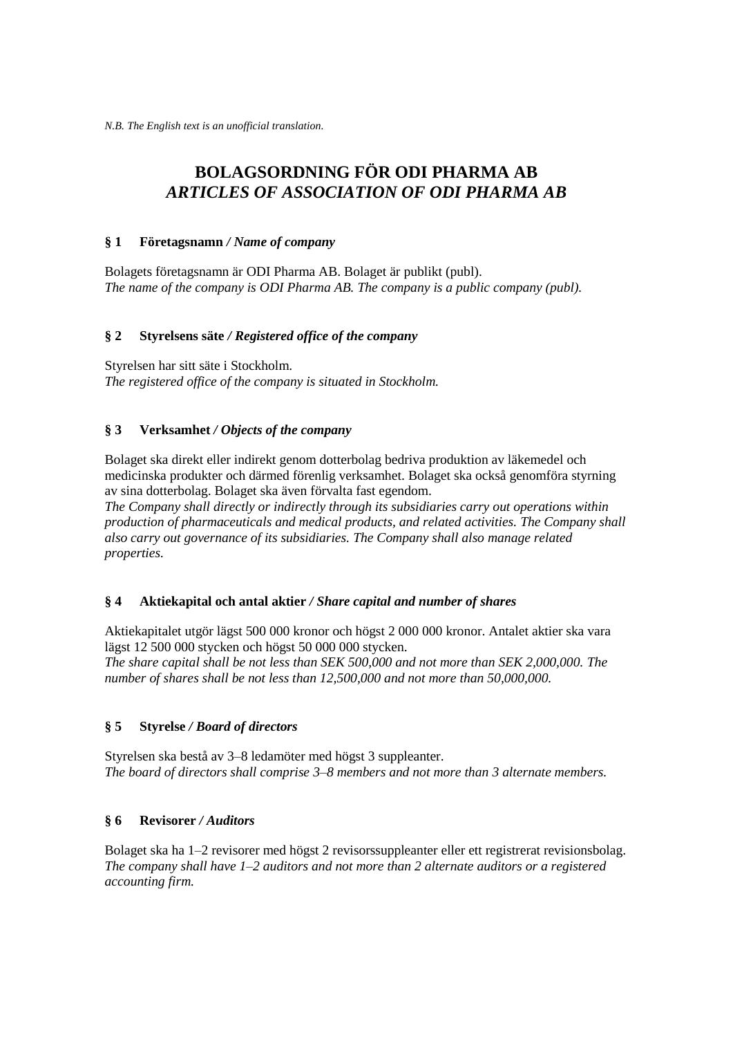*N.B. The English text is an unofficial translation.*

# BOLAGSORDNING FÖR ODI PHARMA AB
# *ARTICLES OF ASSOCIATION OF ODI PHARMA AB*

### § 1 Företagsnamn / *Name of company*

Bolagets företagsnamn är ODI Pharma AB. Bolaget är publikt (publ).
*The name of the company is ODI Pharma AB. The company is a public company (publ).*

### § 2 Styrelsens säte / *Registered office of the company*

Styrelsen har sitt säte i Stockholm.
*The registered office of the company is situated in Stockholm.*

### § 3 Verksamhet / *Objects of the company*

Bolaget ska direkt eller indirekt genom dotterbolag bedriva produktion av läkemedel och medicinska produkter och därmed förenlig verksamhet. Bolaget ska också genomföra styrning av sina dotterbolag. Bolaget ska även förvalta fast egendom.
*The Company shall directly or indirectly through its subsidiaries carry out operations within production of pharmaceuticals and medical products, and related activities. The Company shall also carry out governance of its subsidiaries. The Company shall also manage related properties.*

### § 4 Aktiekapital och antal aktier / *Share capital and number of shares*

Aktiekapitalet utgör lägst 500 000 kronor och högst 2 000 000 kronor. Antalet aktier ska vara lägst 12 500 000 stycken och högst 50 000 000 stycken.
*The share capital shall be not less than SEK 500,000 and not more than SEK 2,000,000. The number of shares shall be not less than 12,500,000 and not more than 50,000,000.*

### § 5 Styrelse / *Board of directors*

Styrelsen ska bestå av 3–8 ledamöter med högst 3 suppleanter.
*The board of directors shall comprise 3–8 members and not more than 3 alternate members.*

### § 6 Revisorer / *Auditors*

Bolaget ska ha 1–2 revisorer med högst 2 revisorssuppleanter eller ett registrerat revisionsbolag.
*The company shall have 1–2 auditors and not more than 2 alternate auditors or a registered accounting firm.*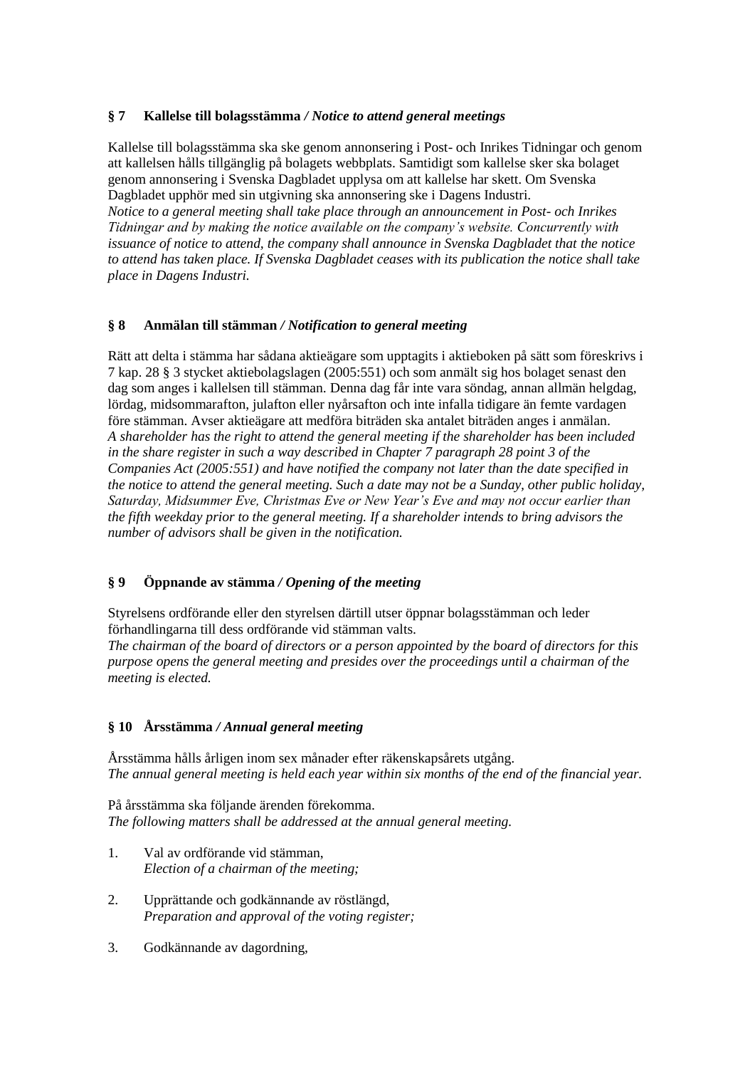### § 7 Kallelse till bolagsstämma */ Notice to attend general meetings*

Kallelse till bolagsstämma ska ske genom annonsering i Post- och Inrikes Tidningar och genom att kallelsen hålls tillgänglig på bolagets webbplats. Samtidigt som kallelse sker ska bolaget genom annonsering i Svenska Dagbladet upplysa om att kallelse har skett. Om Svenska Dagbladet upphör med sin utgivning ska annonsering ske i Dagens Industri.
*Notice to a general meeting shall take place through an announcement in Post- och Inrikes Tidningar and by making the notice available on the company's website. Concurrently with issuance of notice to attend, the company shall announce in Svenska Dagbladet that the notice to attend has taken place. If Svenska Dagbladet ceases with its publication the notice shall take place in Dagens Industri.*

### § 8 Anmälan till stämman */ Notification to general meeting*

Rätt att delta i stämma har sådana aktieägare som upptagits i aktieboken på sätt som föreskrivs i 7 kap. 28 § 3 stycket aktiebolagslagen (2005:551) och som anmält sig hos bolaget senast den dag som anges i kallelsen till stämman. Denna dag får inte vara söndag, annan allmän helgdag, lördag, midsommarafton, julafton eller nyårsafton och inte infalla tidigare än femte vardagen före stämman. Avser aktieägare att medföra biträden ska antalet biträden anges i anmälan.
*A shareholder has the right to attend the general meeting if the shareholder has been included in the share register in such a way described in Chapter 7 paragraph 28 point 3 of the Companies Act (2005:551) and have notified the company not later than the date specified in the notice to attend the general meeting. Such a date may not be a Sunday, other public holiday, Saturday, Midsummer Eve, Christmas Eve or New Year's Eve and may not occur earlier than the fifth weekday prior to the general meeting. If a shareholder intends to bring advisors the number of advisors shall be given in the notification.*

### § 9 Öppnande av stämma */ Opening of the meeting*

Styrelsens ordförande eller den styrelsen därtill utser öppnar bolagsstämman och leder förhandlingarna till dess ordförande vid stämman valts.
*The chairman of the board of directors or a person appointed by the board of directors for this purpose opens the general meeting and presides over the proceedings until a chairman of the meeting is elected.*

### § 10 Årsstämma */ Annual general meeting*

Årsstämma hålls årligen inom sex månader efter räkenskapsårets utgång.
*The annual general meeting is held each year within six months of the end of the financial year.*

På årsstämma ska följande ärenden förekomma.
*The following matters shall be addressed at the annual general meeting.*

1. Val av ordförande vid stämman,
   *Election of a chairman of the meeting;*

2. Upprättande och godkännande av röstlängd,
   *Preparation and approval of the voting register;*

3. Godkännande av dagordning,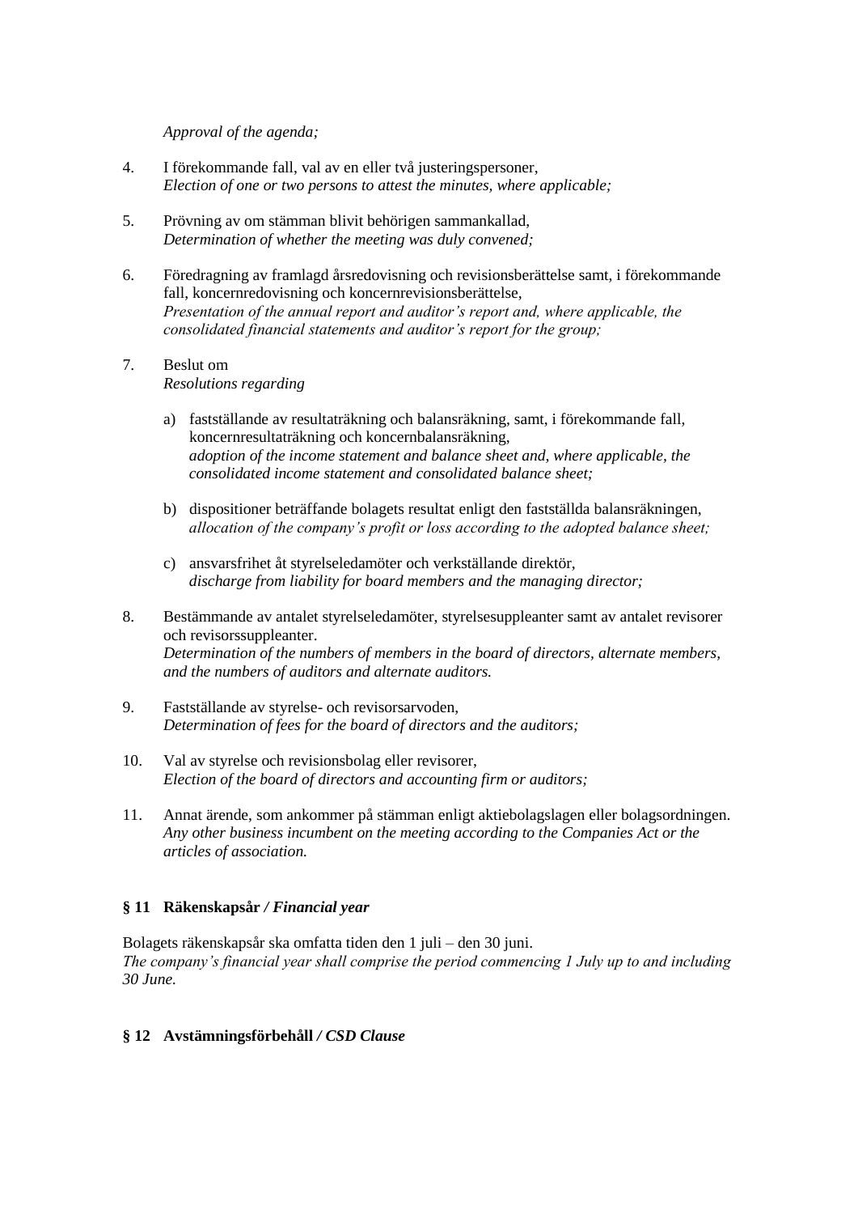*Approval of the agenda;*

4. I förekommande fall, val av en eller två justeringspersoner,
   *Election of one or two persons to attest the minutes, where applicable;*

5. Prövning av om stämman blivit behörigen sammankallad,
   *Determination of whether the meeting was duly convened;*

6. Föredragning av framlagd årsredovisning och revisionsberättelse samt, i förekommande fall, koncernredovisning och koncernrevisionsberättelse,
   *Presentation of the annual report and auditor's report and, where applicable, the consolidated financial statements and auditor's report for the group;*

7. Beslut om
   *Resolutions regarding*

   a) fastställande av resultaträkning och balansräkning, samt, i förekommande fall, koncernresultaträkning och koncernbalansräkning,
      *adoption of the income statement and balance sheet and, where applicable, the consolidated income statement and consolidated balance sheet;*

   b) dispositioner beträffande bolagets resultat enligt den fastställda balansräkningen,
      *allocation of the company's profit or loss according to the adopted balance sheet;*

   c) ansvarsfrihet åt styrelseledamöter och verkställande direktör,
      *discharge from liability for board members and the managing director;*

8. Bestämmande av antalet styrelseledamöter, styrelsesuppleanter samt av antalet revisorer och revisorssuppleanter.
   *Determination of the numbers of members in the board of directors, alternate members, and the numbers of auditors and alternate auditors.*

9. Fastställande av styrelse- och revisorsarvoden,
   *Determination of fees for the board of directors and the auditors;*

10. Val av styrelse och revisionsbolag eller revisorer,
    *Election of the board of directors and accounting firm or auditors;*

11. Annat ärende, som ankommer på stämman enligt aktiebolagslagen eller bolagsordningen.
    *Any other business incumbent on the meeting according to the Companies Act or the articles of association.*

### § 11 Räkenskapsår */ Financial year*

Bolagets räkenskapsår ska omfatta tiden den 1 juli – den 30 juni.
*The company's financial year shall comprise the period commencing 1 July up to and including 30 June.*

### § 12 Avstämningsförbehåll */ CSD Clause*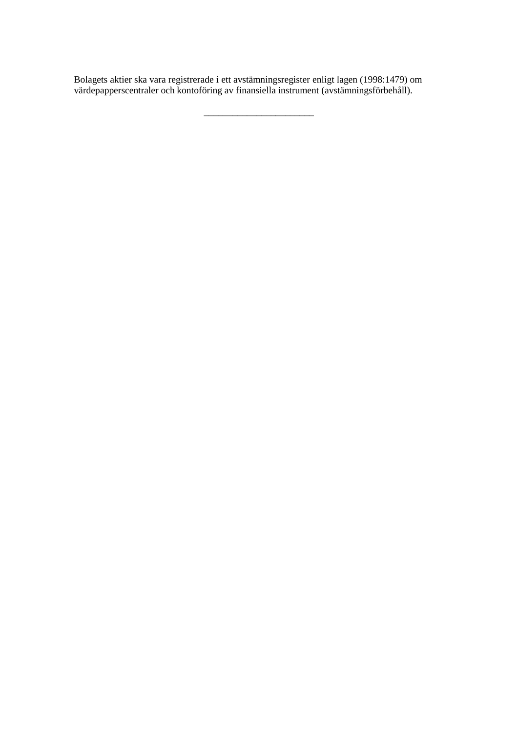Bolagets aktier ska vara registrerade i ett avstämningsregister enligt lagen (1998:1479) om värdepapperscentraler och kontoföring av finansiella instrument (avstämningsförbehåll).

_______________________